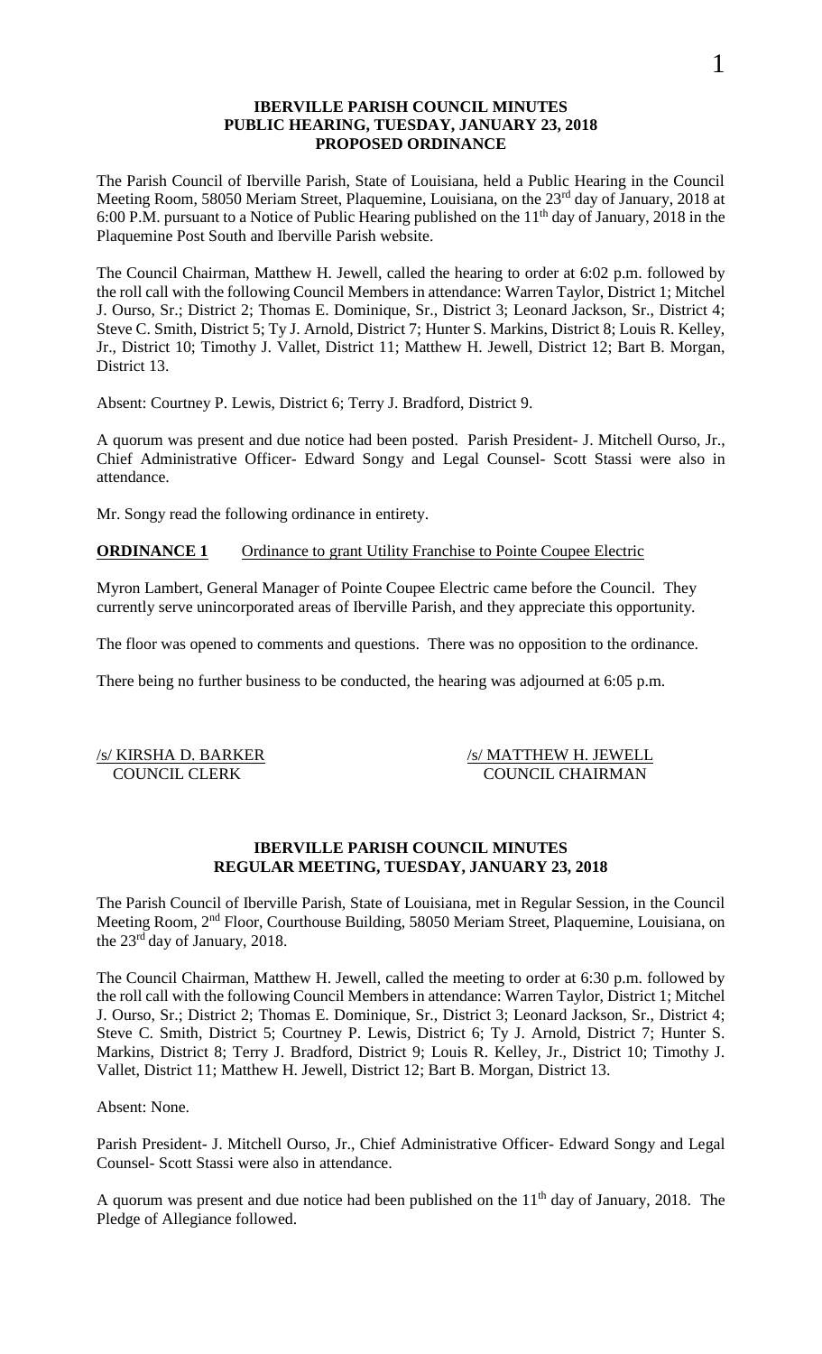**IBERVILLE PARISH COUNCIL MINUTES**
**PUBLIC HEARING, TUESDAY, JANUARY 23, 2018**
**PROPOSED ORDINANCE**

The Parish Council of Iberville Parish, State of Louisiana, held a Public Hearing in the Council Meeting Room, 58050 Meriam Street, Plaquemine, Louisiana, on the 23rd day of January, 2018 at 6:00 P.M. pursuant to a Notice of Public Hearing published on the 11th day of January, 2018 in the Plaquemine Post South and Iberville Parish website.

The Council Chairman, Matthew H. Jewell, called the hearing to order at 6:02 p.m. followed by the roll call with the following Council Members in attendance: Warren Taylor, District 1; Mitchel J. Ourso, Sr.; District 2; Thomas E. Dominique, Sr., District 3; Leonard Jackson, Sr., District 4; Steve C. Smith, District 5; Ty J. Arnold, District 7; Hunter S. Markins, District 8; Louis R. Kelley, Jr., District 10; Timothy J. Vallet, District 11; Matthew H. Jewell, District 12; Bart B. Morgan, District 13.

Absent: Courtney P. Lewis, District 6; Terry J. Bradford, District 9.

A quorum was present and due notice had been posted. Parish President- J. Mitchell Ourso, Jr., Chief Administrative Officer- Edward Songy and Legal Counsel- Scott Stassi were also in attendance.

Mr. Songy read the following ordinance in entirety.

**ORDINANCE 1** Ordinance to grant Utility Franchise to Pointe Coupee Electric

Myron Lambert, General Manager of Pointe Coupee Electric came before the Council. They currently serve unincorporated areas of Iberville Parish, and they appreciate this opportunity.

The floor was opened to comments and questions. There was no opposition to the ordinance.

There being no further business to be conducted, the hearing was adjourned at 6:05 p.m.

/s/ KIRSHA D. BARKER
COUNCIL CLERK

/s/ MATTHEW H. JEWELL
COUNCIL CHAIRMAN

**IBERVILLE PARISH COUNCIL MINUTES**
**REGULAR MEETING, TUESDAY, JANUARY 23, 2018**

The Parish Council of Iberville Parish, State of Louisiana, met in Regular Session, in the Council Meeting Room, 2nd Floor, Courthouse Building, 58050 Meriam Street, Plaquemine, Louisiana, on the 23rd day of January, 2018.

The Council Chairman, Matthew H. Jewell, called the meeting to order at 6:30 p.m. followed by the roll call with the following Council Members in attendance: Warren Taylor, District 1; Mitchel J. Ourso, Sr.; District 2; Thomas E. Dominique, Sr., District 3; Leonard Jackson, Sr., District 4; Steve C. Smith, District 5; Courtney P. Lewis, District 6; Ty J. Arnold, District 7; Hunter S. Markins, District 8; Terry J. Bradford, District 9; Louis R. Kelley, Jr., District 10; Timothy J. Vallet, District 11; Matthew H. Jewell, District 12; Bart B. Morgan, District 13.

Absent: None.

Parish President- J. Mitchell Ourso, Jr., Chief Administrative Officer- Edward Songy and Legal Counsel- Scott Stassi were also in attendance.

A quorum was present and due notice had been published on the 11th day of January, 2018. The Pledge of Allegiance followed.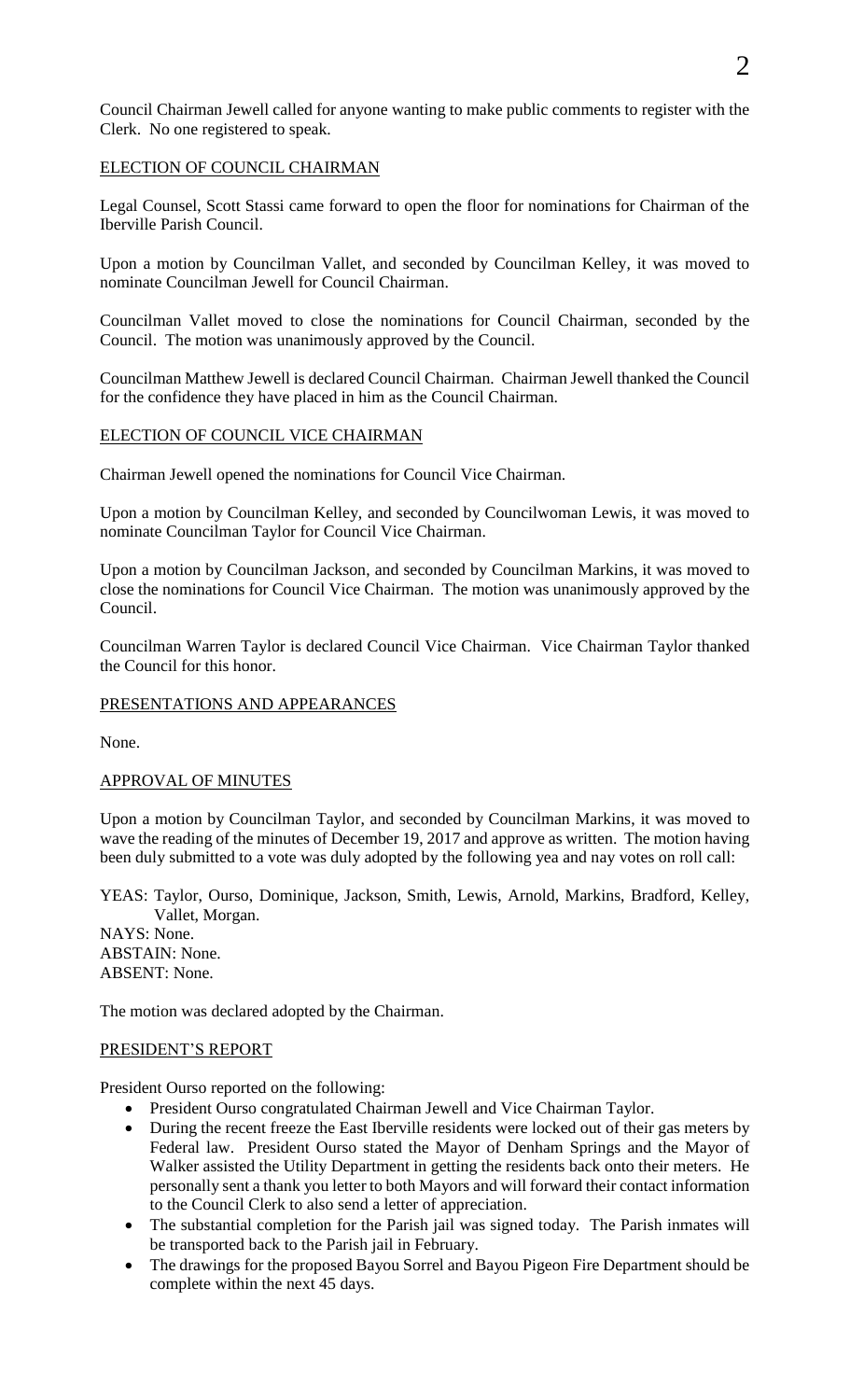Council Chairman Jewell called for anyone wanting to make public comments to register with the Clerk. No one registered to speak.

ELECTION OF COUNCIL CHAIRMAN

Legal Counsel, Scott Stassi came forward to open the floor for nominations for Chairman of the Iberville Parish Council.

Upon a motion by Councilman Vallet, and seconded by Councilman Kelley, it was moved to nominate Councilman Jewell for Council Chairman.

Councilman Vallet moved to close the nominations for Council Chairman, seconded by the Council. The motion was unanimously approved by the Council.

Councilman Matthew Jewell is declared Council Chairman. Chairman Jewell thanked the Council for the confidence they have placed in him as the Council Chairman.

ELECTION OF COUNCIL VICE CHAIRMAN

Chairman Jewell opened the nominations for Council Vice Chairman.

Upon a motion by Councilman Kelley, and seconded by Councilwoman Lewis, it was moved to nominate Councilman Taylor for Council Vice Chairman.

Upon a motion by Councilman Jackson, and seconded by Councilman Markins, it was moved to close the nominations for Council Vice Chairman. The motion was unanimously approved by the Council.

Councilman Warren Taylor is declared Council Vice Chairman. Vice Chairman Taylor thanked the Council for this honor.

PRESENTATIONS AND APPEARANCES

None.

APPROVAL OF MINUTES

Upon a motion by Councilman Taylor, and seconded by Councilman Markins, it was moved to wave the reading of the minutes of December 19, 2017 and approve as written. The motion having been duly submitted to a vote was duly adopted by the following yea and nay votes on roll call:

YEAS: Taylor, Ourso, Dominique, Jackson, Smith, Lewis, Arnold, Markins, Bradford, Kelley, Vallet, Morgan.
NAYS: None.
ABSTAIN: None.
ABSENT: None.

The motion was declared adopted by the Chairman.

PRESIDENT'S REPORT

President Ourso reported on the following:

- President Ourso congratulated Chairman Jewell and Vice Chairman Taylor.
- During the recent freeze the East Iberville residents were locked out of their gas meters by Federal law. President Ourso stated the Mayor of Denham Springs and the Mayor of Walker assisted the Utility Department in getting the residents back onto their meters. He personally sent a thank you letter to both Mayors and will forward their contact information to the Council Clerk to also send a letter of appreciation.
- The substantial completion for the Parish jail was signed today. The Parish inmates will be transported back to the Parish jail in February.
- The drawings for the proposed Bayou Sorrel and Bayou Pigeon Fire Department should be complete within the next 45 days.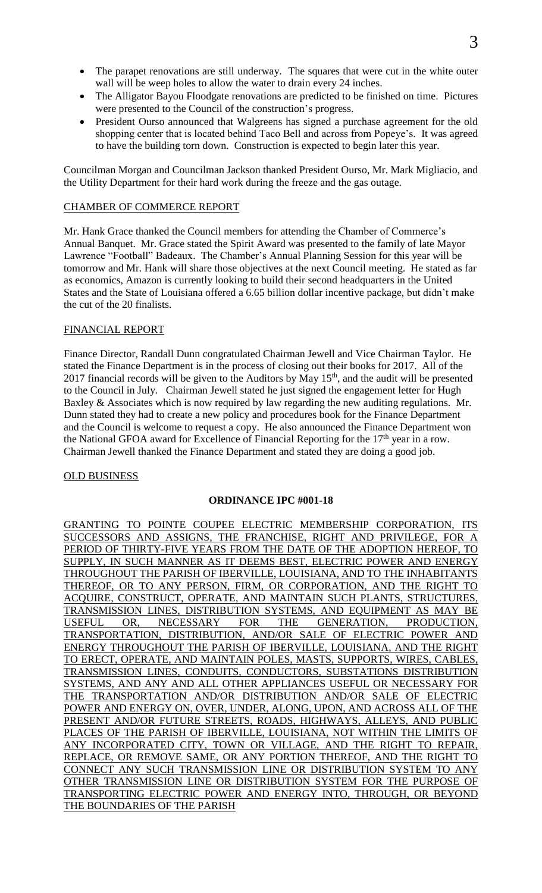- The parapet renovations are still underway. The squares that were cut in the white outer wall will be weep holes to allow the water to drain every 24 inches.
- The Alligator Bayou Floodgate renovations are predicted to be finished on time. Pictures were presented to the Council of the construction's progress.
- President Ourso announced that Walgreens has signed a purchase agreement for the old shopping center that is located behind Taco Bell and across from Popeye's. It was agreed to have the building torn down. Construction is expected to begin later this year.

Councilman Morgan and Councilman Jackson thanked President Ourso, Mr. Mark Migliacio, and the Utility Department for their hard work during the freeze and the gas outage.

CHAMBER OF COMMERCE REPORT

Mr. Hank Grace thanked the Council members for attending the Chamber of Commerce's Annual Banquet. Mr. Grace stated the Spirit Award was presented to the family of late Mayor Lawrence "Football" Badeaux. The Chamber's Annual Planning Session for this year will be tomorrow and Mr. Hank will share those objectives at the next Council meeting. He stated as far as economics, Amazon is currently looking to build their second headquarters in the United States and the State of Louisiana offered a 6.65 billion dollar incentive package, but didn't make the cut of the 20 finalists.

FINANCIAL REPORT

Finance Director, Randall Dunn congratulated Chairman Jewell and Vice Chairman Taylor. He stated the Finance Department is in the process of closing out their books for 2017. All of the 2017 financial records will be given to the Auditors by May 15th, and the audit will be presented to the Council in July. Chairman Jewell stated he just signed the engagement letter for Hugh Baxley & Associates which is now required by law regarding the new auditing regulations. Mr. Dunn stated they had to create a new policy and procedures book for the Finance Department and the Council is welcome to request a copy. He also announced the Finance Department won the National GFOA award for Excellence of Financial Reporting for the 17th year in a row. Chairman Jewell thanked the Finance Department and stated they are doing a good job.

OLD BUSINESS

**ORDINANCE IPC #001-18**

GRANTING TO POINTE COUPEE ELECTRIC MEMBERSHIP CORPORATION, ITS SUCCESSORS AND ASSIGNS, THE FRANCHISE, RIGHT AND PRIVILEGE, FOR A PERIOD OF THIRTY-FIVE YEARS FROM THE DATE OF THE ADOPTION HEREOF, TO SUPPLY, IN SUCH MANNER AS IT DEEMS BEST, ELECTRIC POWER AND ENERGY THROUGHOUT THE PARISH OF IBERVILLE, LOUISIANA, AND TO THE INHABITANTS THEREOF, OR TO ANY PERSON, FIRM, OR CORPORATION, AND THE RIGHT TO ACQUIRE, CONSTRUCT, OPERATE, AND MAINTAIN SUCH PLANTS, STRUCTURES, TRANSMISSION LINES, DISTRIBUTION SYSTEMS, AND EQUIPMENT AS MAY BE USEFUL OR, NECESSARY FOR THE GENERATION, PRODUCTION, TRANSPORTATION, DISTRIBUTION, AND/OR SALE OF ELECTRIC POWER AND ENERGY THROUGHOUT THE PARISH OF IBERVILLE, LOUISIANA, AND THE RIGHT TO ERECT, OPERATE, AND MAINTAIN POLES, MASTS, SUPPORTS, WIRES, CABLES, TRANSMISSION LINES, CONDUITS, CONDUCTORS, SUBSTATIONS DISTRIBUTION SYSTEMS, AND ANY AND ALL OTHER APPLIANCES USEFUL OR NECESSARY FOR THE TRANSPORTATION AND/OR DISTRIBUTION AND/OR SALE OF ELECTRIC POWER AND ENERGY ON, OVER, UNDER, ALONG, UPON, AND ACROSS ALL OF THE PRESENT AND/OR FUTURE STREETS, ROADS, HIGHWAYS, ALLEYS, AND PUBLIC PLACES OF THE PARISH OF IBERVILLE, LOUISIANA, NOT WITHIN THE LIMITS OF ANY INCORPORATED CITY, TOWN OR VILLAGE, AND THE RIGHT TO REPAIR, REPLACE, OR REMOVE SAME, OR ANY PORTION THEREOF, AND THE RIGHT TO CONNECT ANY SUCH TRANSMISSION LINE OR DISTRIBUTION SYSTEM TO ANY OTHER TRANSMISSION LINE OR DISTRIBUTION SYSTEM FOR THE PURPOSE OF TRANSPORTING ELECTRIC POWER AND ENERGY INTO, THROUGH, OR BEYOND THE BOUNDARIES OF THE PARISH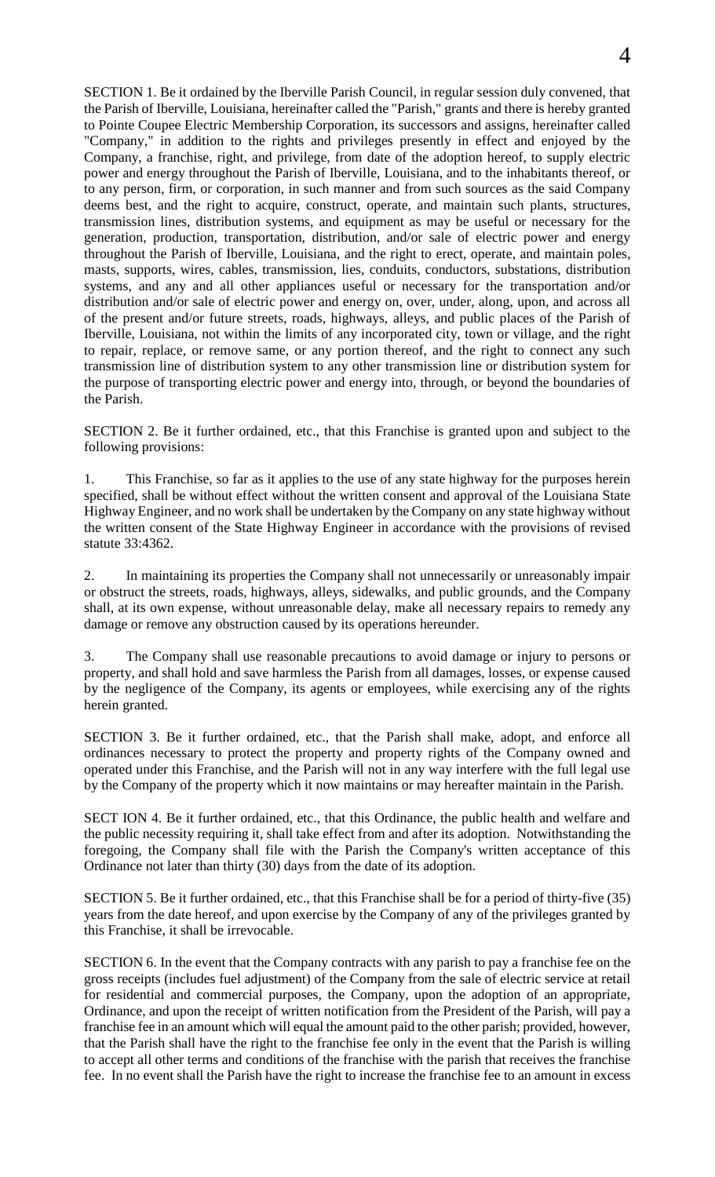SECTION 1. Be it ordained by the Iberville Parish Council, in regular session duly convened, that the Parish of Iberville, Louisiana, hereinafter called the "Parish," grants and there is hereby granted to Pointe Coupee Electric Membership Corporation, its successors and assigns, hereinafter called "Company," in addition to the rights and privileges presently in effect and enjoyed by the Company, a franchise, right, and privilege, from date of the adoption hereof, to supply electric power and energy throughout the Parish of Iberville, Louisiana, and to the inhabitants thereof, or to any person, firm, or corporation, in such manner and from such sources as the said Company deems best, and the right to acquire, construct, operate, and maintain such plants, structures, transmission lines, distribution systems, and equipment as may be useful or necessary for the generation, production, transportation, distribution, and/or sale of electric power and energy throughout the Parish of Iberville, Louisiana, and the right to erect, operate, and maintain poles, masts, supports, wires, cables, transmission, lies, conduits, conductors, substations, distribution systems, and any and all other appliances useful or necessary for the transportation and/or distribution and/or sale of electric power and energy on, over, under, along, upon, and across all of the present and/or future streets, roads, highways, alleys, and public places of the Parish of Iberville, Louisiana, not within the limits of any incorporated city, town or village, and the right to repair, replace, or remove same, or any portion thereof, and the right to connect any such transmission line of distribution system to any other transmission line or distribution system for the purpose of transporting electric power and energy into, through, or beyond the boundaries of the Parish.

SECTION 2. Be it further ordained, etc., that this Franchise is granted upon and subject to the following provisions:

1. This Franchise, so far as it applies to the use of any state highway for the purposes herein specified, shall be without effect without the written consent and approval of the Louisiana State Highway Engineer, and no work shall be undertaken by the Company on any state highway without the written consent of the State Highway Engineer in accordance with the provisions of revised statute 33:4362.

2. In maintaining its properties the Company shall not unnecessarily or unreasonably impair or obstruct the streets, roads, highways, alleys, sidewalks, and public grounds, and the Company shall, at its own expense, without unreasonable delay, make all necessary repairs to remedy any damage or remove any obstruction caused by its operations hereunder.

3. The Company shall use reasonable precautions to avoid damage or injury to persons or property, and shall hold and save harmless the Parish from all damages, losses, or expense caused by the negligence of the Company, its agents or employees, while exercising any of the rights herein granted.

SECTION 3. Be it further ordained, etc., that the Parish shall make, adopt, and enforce all ordinances necessary to protect the property and property rights of the Company owned and operated under this Franchise, and the Parish will not in any way interfere with the full legal use by the Company of the property which it now maintains or may hereafter maintain in the Parish.

SECT ION 4. Be it further ordained, etc., that this Ordinance, the public health and welfare and the public necessity requiring it, shall take effect from and after its adoption. Notwithstanding the foregoing, the Company shall file with the Parish the Company's written acceptance of this Ordinance not later than thirty (30) days from the date of its adoption.

SECTION 5. Be it further ordained, etc., that this Franchise shall be for a period of thirty-five (35) years from the date hereof, and upon exercise by the Company of any of the privileges granted by this Franchise, it shall be irrevocable.

SECTION 6. In the event that the Company contracts with any parish to pay a franchise fee on the gross receipts (includes fuel adjustment) of the Company from the sale of electric service at retail for residential and commercial purposes, the Company, upon the adoption of an appropriate, Ordinance, and upon the receipt of written notification from the President of the Parish, will pay a franchise fee in an amount which will equal the amount paid to the other parish; provided, however, that the Parish shall have the right to the franchise fee only in the event that the Parish is willing to accept all other terms and conditions of the franchise with the parish that receives the franchise fee. In no event shall the Parish have the right to increase the franchise fee to an amount in excess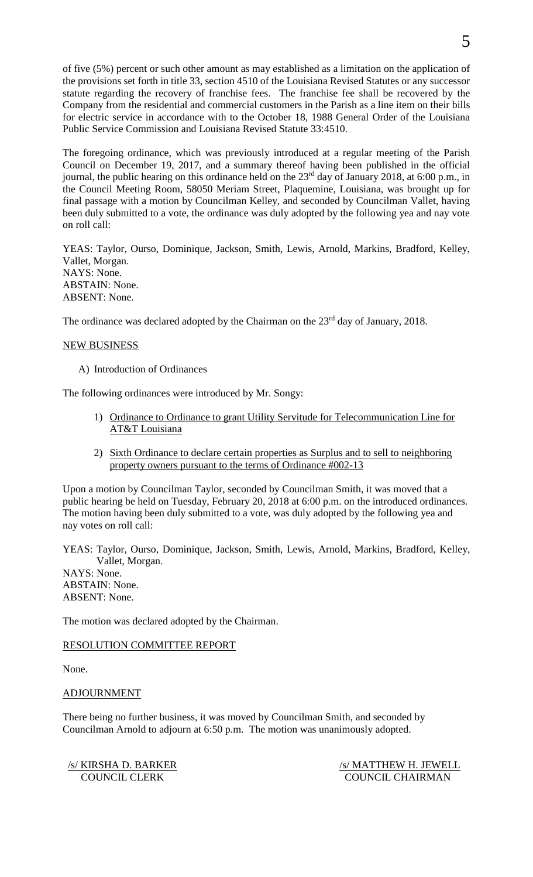of five (5%) percent or such other amount as may established as a limitation on the application of the provisions set forth in title 33, section 4510 of the Louisiana Revised Statutes or any successor statute regarding the recovery of franchise fees. The franchise fee shall be recovered by the Company from the residential and commercial customers in the Parish as a line item on their bills for electric service in accordance with to the October 18, 1988 General Order of the Louisiana Public Service Commission and Louisiana Revised Statute 33:4510.

The foregoing ordinance, which was previously introduced at a regular meeting of the Parish Council on December 19, 2017, and a summary thereof having been published in the official journal, the public hearing on this ordinance held on the 23rd day of January 2018, at 6:00 p.m., in the Council Meeting Room, 58050 Meriam Street, Plaquemine, Louisiana, was brought up for final passage with a motion by Councilman Kelley, and seconded by Councilman Vallet, having been duly submitted to a vote, the ordinance was duly adopted by the following yea and nay vote on roll call:

YEAS: Taylor, Ourso, Dominique, Jackson, Smith, Lewis, Arnold, Markins, Bradford, Kelley, Vallet, Morgan.
NAYS: None.
ABSTAIN: None.
ABSENT: None.

The ordinance was declared adopted by the Chairman on the 23rd day of January, 2018.

## NEW BUSINESS

A) Introduction of Ordinances

The following ordinances were introduced by Mr. Songy:

1) Ordinance to Ordinance to grant Utility Servitude for Telecommunication Line for AT&T Louisiana

2) Sixth Ordinance to declare certain properties as Surplus and to sell to neighboring property owners pursuant to the terms of Ordinance #002-13

Upon a motion by Councilman Taylor, seconded by Councilman Smith, it was moved that a public hearing be held on Tuesday, February 20, 2018 at 6:00 p.m. on the introduced ordinances. The motion having been duly submitted to a vote, was duly adopted by the following yea and nay votes on roll call:

YEAS: Taylor, Ourso, Dominique, Jackson, Smith, Lewis, Arnold, Markins, Bradford, Kelley, Vallet, Morgan.
NAYS: None.
ABSTAIN: None.
ABSENT: None.

The motion was declared adopted by the Chairman.

## RESOLUTION COMMITTEE REPORT

None.

## ADJOURNMENT

There being no further business, it was moved by Councilman Smith, and seconded by Councilman Arnold to adjourn at 6:50 p.m. The motion was unanimously adopted.

/s/ KIRSHA D. BARKER
COUNCIL CLERK

/s/ MATTHEW H. JEWELL
COUNCIL CHAIRMAN